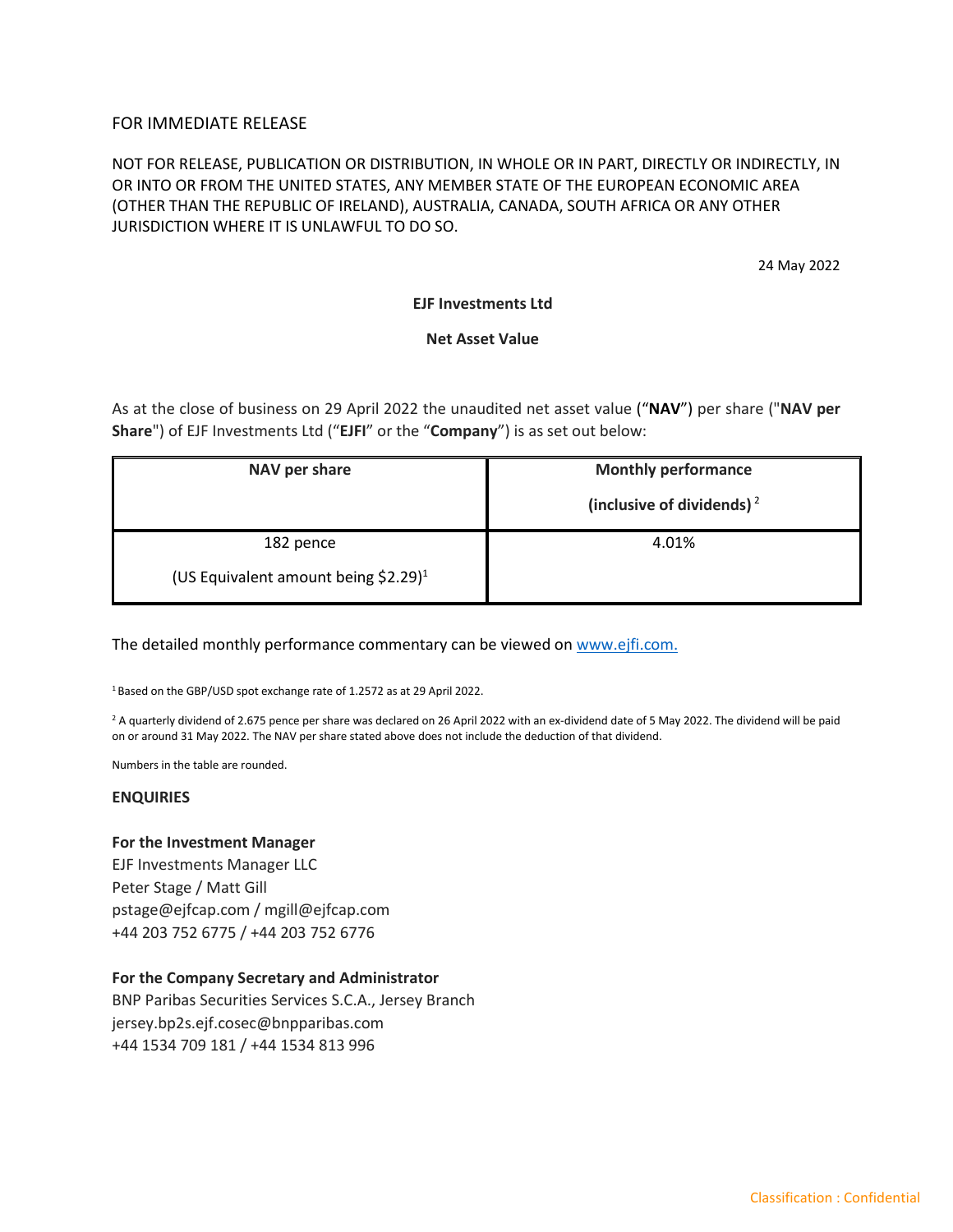FOR IMMEDIATE RELEASE

NOT FOR RELEASE, PUBLICATION OR DISTRIBUTION, IN WHOLE OR IN PART, DIRECTLY OR INDIRECTLY, IN OR INTO OR FROM THE UNITED STATES, ANY MEMBER STATE OF THE EUROPEAN ECONOMIC AREA (OTHER THAN THE REPUBLIC OF IRELAND), AUSTRALIA, CANADA, SOUTH AFRICA OR ANY OTHER JURISDICTION WHERE IT IS UNLAWFUL TO DO SO.

24 May 2022

**EJF Investments Ltd**

**Net Asset Value**

As at the close of business on 29 April 2022 the unaudited net asset value ("**NAV**") per share ("**NAV per Share**") of EJF Investments Ltd ("**EJFI**" or the "**Company**") is as set out below:

| NAV per share | Monthly performance (inclusive of dividends) [2] |
|---|---|
| 182 pence (US Equivalent amount being $2.29)[1] | 4.01% |

The detailed monthly performance commentary can be viewed on www.ejfi.com.

[1] Based on the GBP/USD spot exchange rate of 1.2572 as at 29 April 2022.

[2] A quarterly dividend of 2.675 pence per share was declared on 26 April 2022 with an ex-dividend date of 5 May 2022. The dividend will be paid on or around 31 May 2022. The NAV per share stated above does not include the deduction of that dividend.

Numbers in the table are rounded.

**ENQUIRIES**

**For the Investment Manager**
EJF Investments Manager LLC
Peter Stage / Matt Gill
pstage@ejfcap.com / mgill@ejfcap.com
+44 203 752 6775 / +44 203 752 6776

**For the Company Secretary and Administrator**
BNP Paribas Securities Services S.C.A., Jersey Branch
jersey.bp2s.ejf.cosec@bnpparibas.com
+44 1534 709 181 / +44 1534 813 996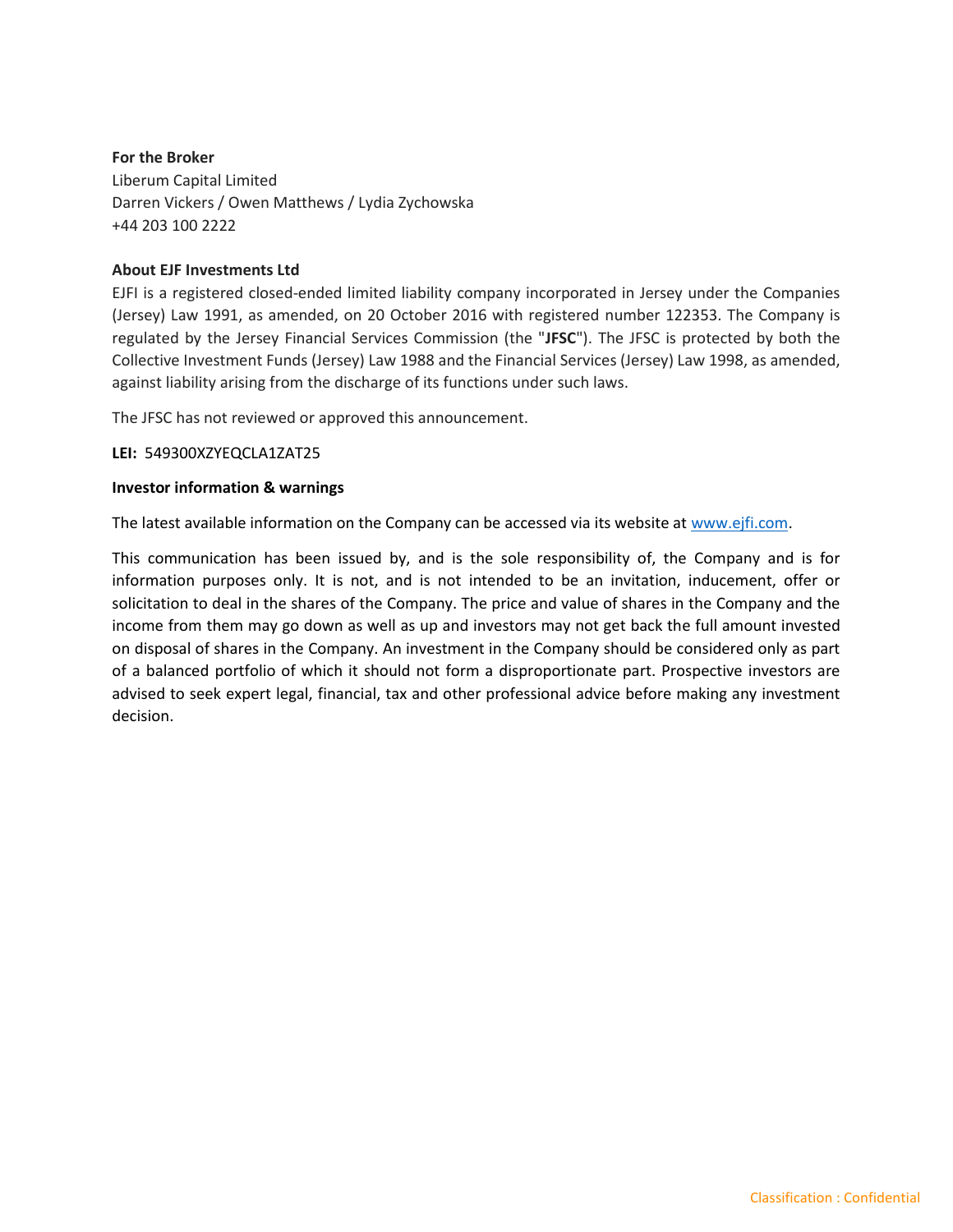**For the Broker**
Liberum Capital Limited
Darren Vickers / Owen Matthews / Lydia Zychowska
+44 203 100 2222

**About EJF Investments Ltd**

EJFI is a registered closed-ended limited liability company incorporated in Jersey under the Companies (Jersey) Law 1991, as amended, on 20 October 2016 with registered number 122353. The Company is regulated by the Jersey Financial Services Commission (the "**JFSC**"). The JFSC is protected by both the Collective Investment Funds (Jersey) Law 1988 and the Financial Services (Jersey) Law 1998, as amended, against liability arising from the discharge of its functions under such laws.

The JFSC has not reviewed or approved this announcement.

**LEI:** 549300XZYEQCLA1ZAT25

**Investor information & warnings**

The latest available information on the Company can be accessed via its website at www.ejfi.com.

This communication has been issued by, and is the sole responsibility of, the Company and is for information purposes only. It is not, and is not intended to be an invitation, inducement, offer or solicitation to deal in the shares of the Company. The price and value of shares in the Company and the income from them may go down as well as up and investors may not get back the full amount invested on disposal of shares in the Company. An investment in the Company should be considered only as part of a balanced portfolio of which it should not form a disproportionate part. Prospective investors are advised to seek expert legal, financial, tax and other professional advice before making any investment decision.

Classification : Confidential